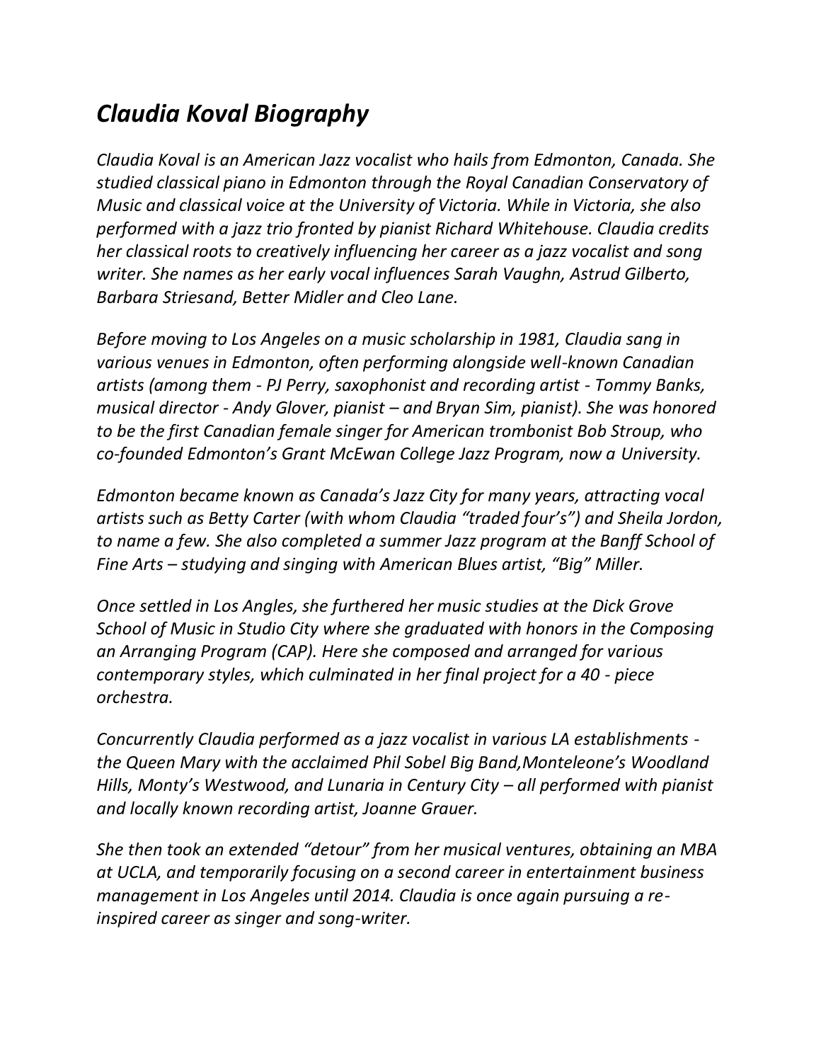# *Claudia Koval Biography*

*Claudia Koval is an American Jazz vocalist who hails from Edmonton, Canada. She studied classical piano in Edmonton through the Royal Canadian Conservatory of Music and classical voice at the University of Victoria. While in Victoria, she also performed with a jazz trio fronted by pianist Richard Whitehouse. Claudia credits her classical roots to creatively influencing her career as a jazz vocalist and song writer. She names as her early vocal influences Sarah Vaughn, Astrud Gilberto, Barbara Striesand, Better Midler and Cleo Lane.*

*Before moving to Los Angeles on a music scholarship in 1981, Claudia sang in various venues in Edmonton, often performing alongside well-known Canadian artists (among them - PJ Perry, saxophonist and recording artist - Tommy Banks, musical director - Andy Glover, pianist – and Bryan Sim, pianist). She was honored to be the first Canadian female singer for American trombonist Bob Stroup, who co-founded Edmonton's Grant McEwan College Jazz Program, now a University.*

*Edmonton became known as Canada's Jazz City for many years, attracting vocal artists such as Betty Carter (with whom Claudia "traded four's") and Sheila Jordon, to name a few. She also completed a summer Jazz program at the Banff School of Fine Arts – studying and singing with American Blues artist, "Big" Miller.*

*Once settled in Los Angles, she furthered her music studies at the Dick Grove School of Music in Studio City where she graduated with honors in the Composing an Arranging Program (CAP). Here she composed and arranged for various contemporary styles, which culminated in her final project for a 40 - piece orchestra.*

*Concurrently Claudia performed as a jazz vocalist in various LA establishments - the Queen Mary with the acclaimed Phil Sobel Big Band,Monteleone's Woodland Hills, Monty's Westwood, and Lunaria in Century City – all performed with pianist and locally known recording artist, Joanne Grauer.*

*She then took an extended "detour" from her musical ventures, obtaining an MBA at UCLA, and temporarily focusing on a second career in entertainment business management in Los Angeles until 2014. Claudia is once again pursuing a re-inspired career as singer and song-writer.*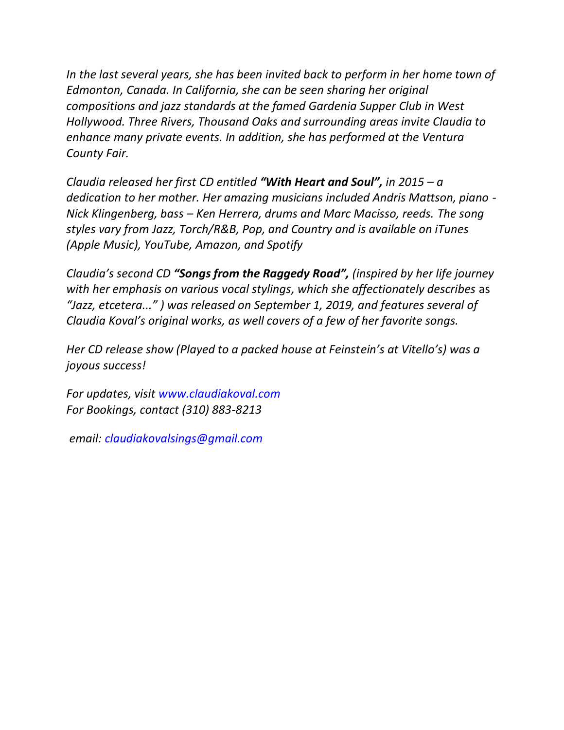*In the last several years, she has been invited back to perform in her home town of Edmonton, Canada. In California, she can be seen sharing her original compositions and jazz standards at the famed Gardenia Supper Club in West Hollywood. Three Rivers, Thousand Oaks and surrounding areas invite Claudia to enhance many private events. In addition, she has performed at the Ventura County Fair.*

*Claudia released her first CD entitled **"With Heart and Soul",** in 2015 – a dedication to her mother. Her amazing musicians included Andris Mattson, piano - Nick Klingenberg, bass – Ken Herrera, drums and Marc Macisso, reeds. The song styles vary from Jazz, Torch/R&B, Pop, and Country and is available on iTunes (Apple Music), YouTube, Amazon, and Spotify*

*Claudia's second CD **"Songs from the Raggedy Road",** (inspired by her life journey with her emphasis on various vocal stylings, which she affectionately describes* as *"Jazz, etcetera..." ) was released on September 1, 2019, and features several of Claudia Koval's original works, as well covers of a few of her favorite songs.*

*Her CD release show (Played to a packed house at Feinstein's at Vitello's) was a joyous success!*

*For updates, visit www.claudiakoval.com*
*For Bookings, contact (310) 883-8213*

*email: claudiakovalsings@gmail.com*